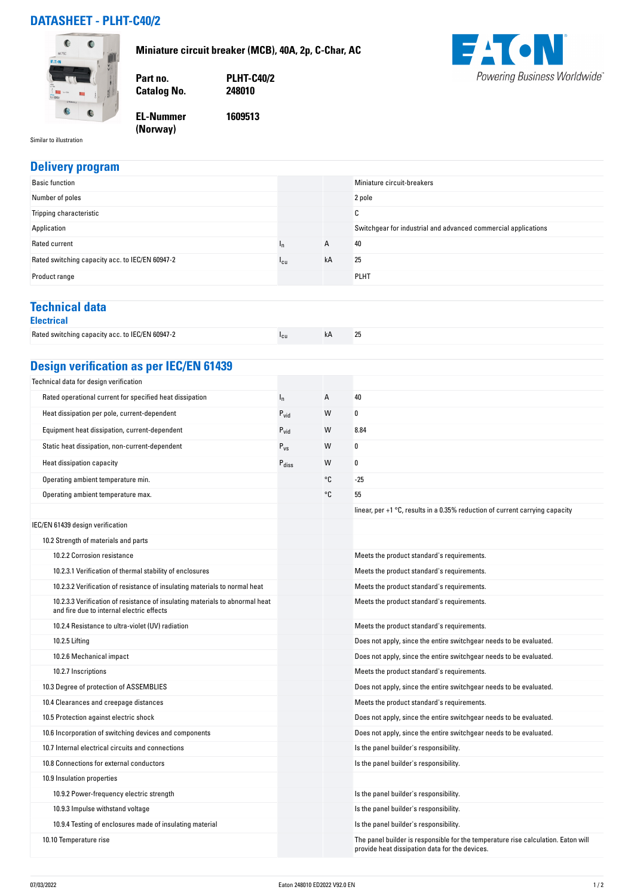# DATASHEET - PLHT-C40/2

**Miniature circuit breaker (MCB), 40A, 2p, C-Char, AC**

| | |
|---|---|
| **Part no.** | **PLHT-C40/2** |
| **Catalog No.** | **248010** |
| **EL-Nummer (Norway)** | **1609513** |

Similar to illustration

## Delivery program

| | | | |
|---|---|---|---|
| Basic function | | | Miniature circuit-breakers |
| Number of poles | | | 2 pole |
| Tripping characteristic | | | C |
| Application | | | Switchgear for industrial and advanced commercial applications |
| Rated current | $I_n$ | A | 40 |
| Rated switching capacity acc. to IEC/EN 60947-2 | $I_{cu}$ | kA | 25 |
| Product range | | | PLHT |

## Technical data

### Electrical

| | | | |
|---|---|---|---|
| Rated switching capacity acc. to IEC/EN 60947-2 | $I_{cu}$ | kA | 25 |

## Design verification as per IEC/EN 61439

| | | | |
|---|---|---|---|
| Technical data for design verification | | | |
| Rated operational current for specified heat dissipation | $I_n$ | A | 40 |
| Heat dissipation per pole, current-dependent | $P_{vid}$ | W | 0 |
| Equipment heat dissipation, current-dependent | $P_{vid}$ | W | 8.84 |
| Static heat dissipation, non-current-dependent | $P_{vs}$ | W | 0 |
| Heat dissipation capacity | $P_{diss}$ | W | 0 |
| Operating ambient temperature min. | | °C | -25 |
| Operating ambient temperature max. | | °C | 55 |
| | | | linear, per +1 °C, results in a 0.35% reduction of current carrying capacity |
| IEC/EN 61439 design verification | | | |
| 10.2 Strength of materials and parts | | | |
| 10.2.2 Corrosion resistance | | | Meets the product standard's requirements. |
| 10.2.3.1 Verification of thermal stability of enclosures | | | Meets the product standard's requirements. |
| 10.2.3.2 Verification of resistance of insulating materials to normal heat | | | Meets the product standard's requirements. |
| 10.2.3.3 Verification of resistance of insulating materials to abnormal heat and fire due to internal electric effects | | | Meets the product standard's requirements. |
| 10.2.4 Resistance to ultra-violet (UV) radiation | | | Meets the product standard's requirements. |
| 10.2.5 Lifting | | | Does not apply, since the entire switchgear needs to be evaluated. |
| 10.2.6 Mechanical impact | | | Does not apply, since the entire switchgear needs to be evaluated. |
| 10.2.7 Inscriptions | | | Meets the product standard's requirements. |
| 10.3 Degree of protection of ASSEMBLIES | | | Does not apply, since the entire switchgear needs to be evaluated. |
| 10.4 Clearances and creepage distances | | | Meets the product standard's requirements. |
| 10.5 Protection against electric shock | | | Does not apply, since the entire switchgear needs to be evaluated. |
| 10.6 Incorporation of switching devices and components | | | Does not apply, since the entire switchgear needs to be evaluated. |
| 10.7 Internal electrical circuits and connections | | | Is the panel builder's responsibility. |
| 10.8 Connections for external conductors | | | Is the panel builder's responsibility. |
| 10.9 Insulation properties | | | |
| 10.9.2 Power-frequency electric strength | | | Is the panel builder's responsibility. |
| 10.9.3 Impulse withstand voltage | | | Is the panel builder's responsibility. |
| 10.9.4 Testing of enclosures made of insulating material | | | Is the panel builder's responsibility. |
| 10.10 Temperature rise | | | The panel builder is responsible for the temperature rise calculation. Eaton will provide heat dissipation data for the devices. |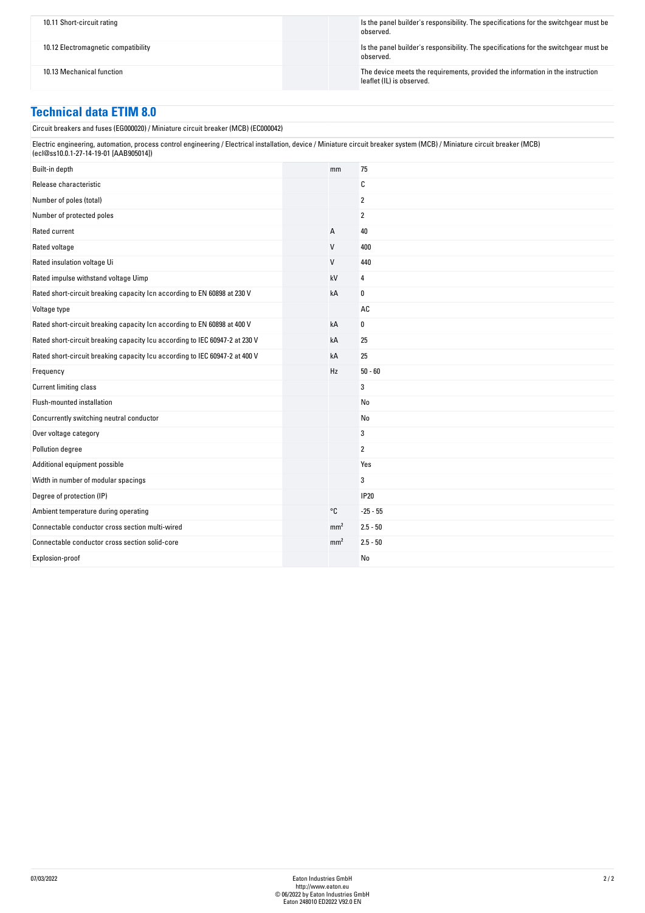| | | | |
|---|---|---|---|
| 10.11 Short-circuit rating | | | Is the panel builder's responsibility. The specifications for the switchgear must be observed. |
| 10.12 Electromagnetic compatibility | | | Is the panel builder's responsibility. The specifications for the switchgear must be observed. |
| 10.13 Mechanical function | | | The device meets the requirements, provided the information in the instruction leaflet (IL) is observed. |

## Technical data ETIM 8.0

Circuit breakers and fuses (EG000020) / Miniature circuit breaker (MCB) (EC000042)

Electric engineering, automation, process control engineering / Electrical installation, device / Miniature circuit breaker system (MCB) / Miniature circuit breaker (MCB) (ecl@ss10.0.1-27-14-19-01 [AAB905014])

| | | |
|---|---|---|
| Built-in depth | mm | 75 |
| Release characteristic | | C |
| Number of poles (total) | | 2 |
| Number of protected poles | | 2 |
| Rated current | A | 40 |
| Rated voltage | V | 400 |
| Rated insulation voltage Ui | V | 440 |
| Rated impulse withstand voltage Uimp | kV | 4 |
| Rated short-circuit breaking capacity Icn according to EN 60898 at 230 V | kA | 0 |
| Voltage type | | AC |
| Rated short-circuit breaking capacity Icn according to EN 60898 at 400 V | kA | 0 |
| Rated short-circuit breaking capacity Icu according to IEC 60947-2 at 230 V | kA | 25 |
| Rated short-circuit breaking capacity Icu according to IEC 60947-2 at 400 V | kA | 25 |
| Frequency | Hz | 50 - 60 |
| Current limiting class | | 3 |
| Flush-mounted installation | | No |
| Concurrently switching neutral conductor | | No |
| Over voltage category | | 3 |
| Pollution degree | | 2 |
| Additional equipment possible | | Yes |
| Width in number of modular spacings | | 3 |
| Degree of protection (IP) | | IP20 |
| Ambient temperature during operating | °C | -25 - 55 |
| Connectable conductor cross section multi-wired | $mm^2$ | 2.5 - 50 |
| Connectable conductor cross section solid-core | $mm^2$ | 2.5 - 50 |
| Explosion-proof | | No |